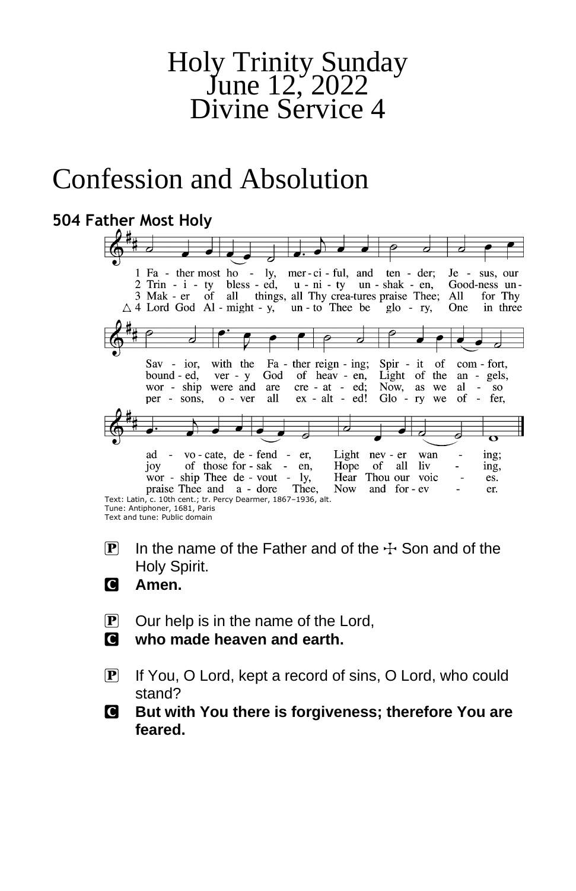# Holy Trinity Sunday
# June 12, 2022
# Divine Service 4

# Confession and Absolution

### 504 Father Most Holy

1 Father most holy, merciful, and tender; Jesus, our Savior, with the Father reigning; Spirit of comfort, advocate, defender, Light never waning;

2 Trinity blessed, unity unshaken, Goodness unbounded, very God of heaven, Light of the angels, joy of those forsaken, Hope of all living;

3 Maker of all things, all Thy creatures praise Thee; All for Thy worship were and are created; Now, as we also worship Thee devoutly, Hear Thou our voices.

△ 4 Lord God Almighty, unto Thee be glory, One in three persons, over all exalted! Glory we offer, praise Thee and adore Thee, Now and forever.

Text: Latin, c. 10th cent.; tr. Percy Dearmer, 1867–1936, alt.
Tune: Antiphoner, 1681, Paris
Text and tune: Public domain

P In the name of the Father and of the ☩ Son and of the Holy Spirit.

C **Amen.**

P Our help is in the name of the Lord,

C **who made heaven and earth.**

P If You, O Lord, kept a record of sins, O Lord, who could stand?

C **But with You there is forgiveness; therefore You are feared.**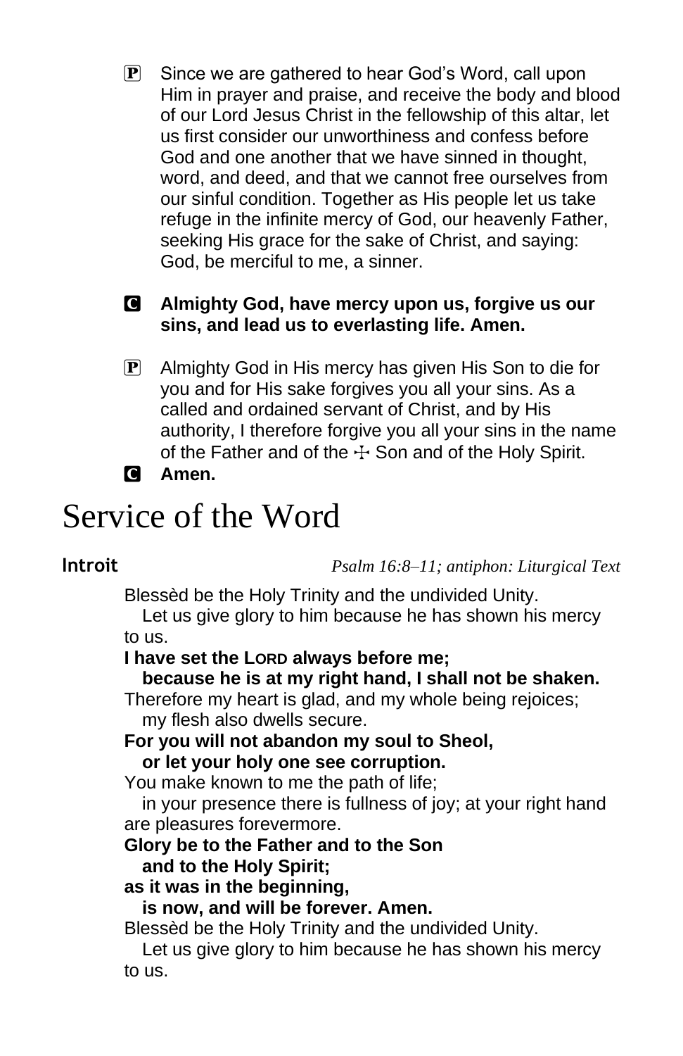P Since we are gathered to hear God's Word, call upon Him in prayer and praise, and receive the body and blood of our Lord Jesus Christ in the fellowship of this altar, let us first consider our unworthiness and confess before God and one another that we have sinned in thought, word, and deed, and that we cannot free ourselves from our sinful condition. Together as His people let us take refuge in the infinite mercy of God, our heavenly Father, seeking His grace for the sake of Christ, and saying: God, be merciful to me, a sinner.

**C Almighty God, have mercy upon us, forgive us our sins, and lead us to everlasting life. Amen.**

P Almighty God in His mercy has given His Son to die for you and for His sake forgives you all your sins. As a called and ordained servant of Christ, and by His authority, I therefore forgive you all your sins in the name of the Father and of the ☩ Son and of the Holy Spirit.

**C Amen.**

# Service of the Word

**Introit** *Psalm 16:8–11; antiphon: Liturgical Text*

Blessèd be the Holy Trinity and the undivided Unity.
Let us give glory to him because he has shown his mercy to us.

**I have set the LORD always before me;**
**because he is at my right hand, I shall not be shaken.**

Therefore my heart is glad, and my whole being rejoices;
my flesh also dwells secure.

**For you will not abandon my soul to Sheol,**
**or let your holy one see corruption.**

You make known to me the path of life;
in your presence there is fullness of joy; at your right hand are pleasures forevermore.

**Glory be to the Father and to the Son**
**and to the Holy Spirit;**
**as it was in the beginning,**
**is now, and will be forever. Amen.**

Blessèd be the Holy Trinity and the undivided Unity.
Let us give glory to him because he has shown his mercy to us.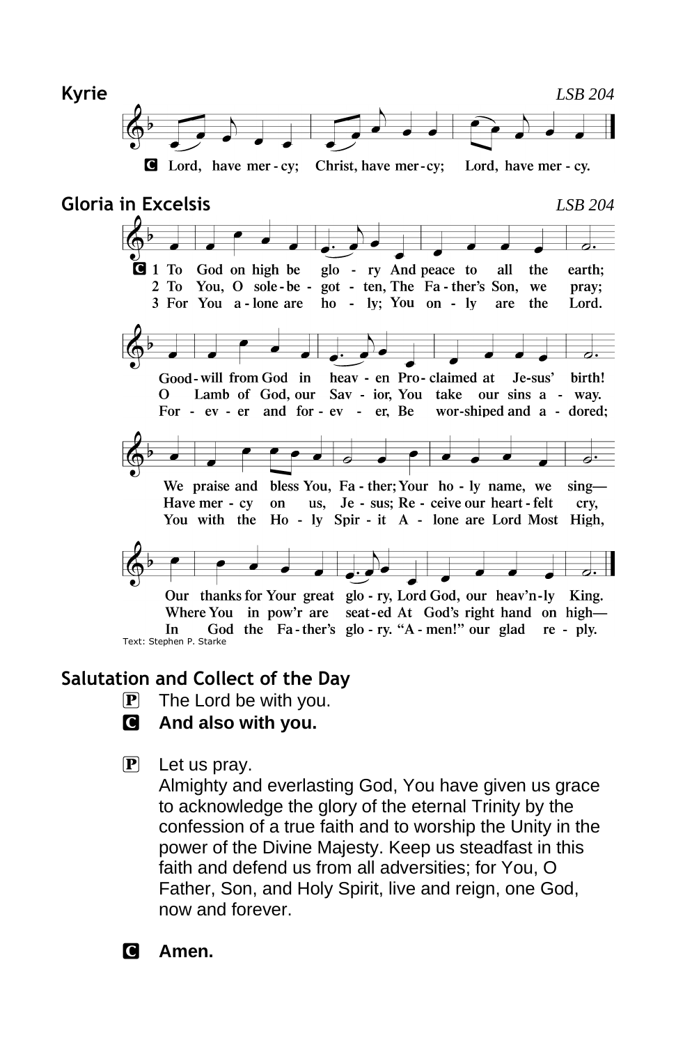## Kyrie

*LSB 204*

**C** Lord, have mer - cy; Christ, have mer - cy; Lord, have mer - cy.

## Gloria in Excelsis

*LSB 204*

**C** 1 To God on high be glo - ry And peace to all the earth;
Good - will from God in heav - en Pro - claimed at Je-sus' birth!
We praise and bless You, Fa - ther; Your ho - ly name, we sing—
Our thanks for Your great glo - ry, Lord God, our heav'n - ly King.

2 To You, O sole - be - got - ten, The Fa - ther's Son, we pray;
O Lamb of God, our Sav - ior, You take our sins a - way.
Have mer - cy on us, Je - sus; Re - ceive our heart - felt cry,
Where You in pow'r are seat - ed At God's right hand on high—

3 For You a - lone are ho - ly; You on - ly are the Lord.
For - ev - er and for - ev - er, Be wor-shiped and a - dored;
You with the Ho - ly Spir - it A - lone are Lord Most High,
In God the Fa - ther's glo - ry. "A - men!" our glad re - ply.

Text: Stephen P. Starke

## Salutation and Collect of the Day

**P** The Lord be with you.

**C** **And also with you.**

**P** Let us pray.
Almighty and everlasting God, You have given us grace to acknowledge the glory of the eternal Trinity by the confession of a true faith and to worship the Unity in the power of the Divine Majesty. Keep us steadfast in this faith and defend us from all adversities; for You, O Father, Son, and Holy Spirit, live and reign, one God, now and forever.

**C** **Amen.**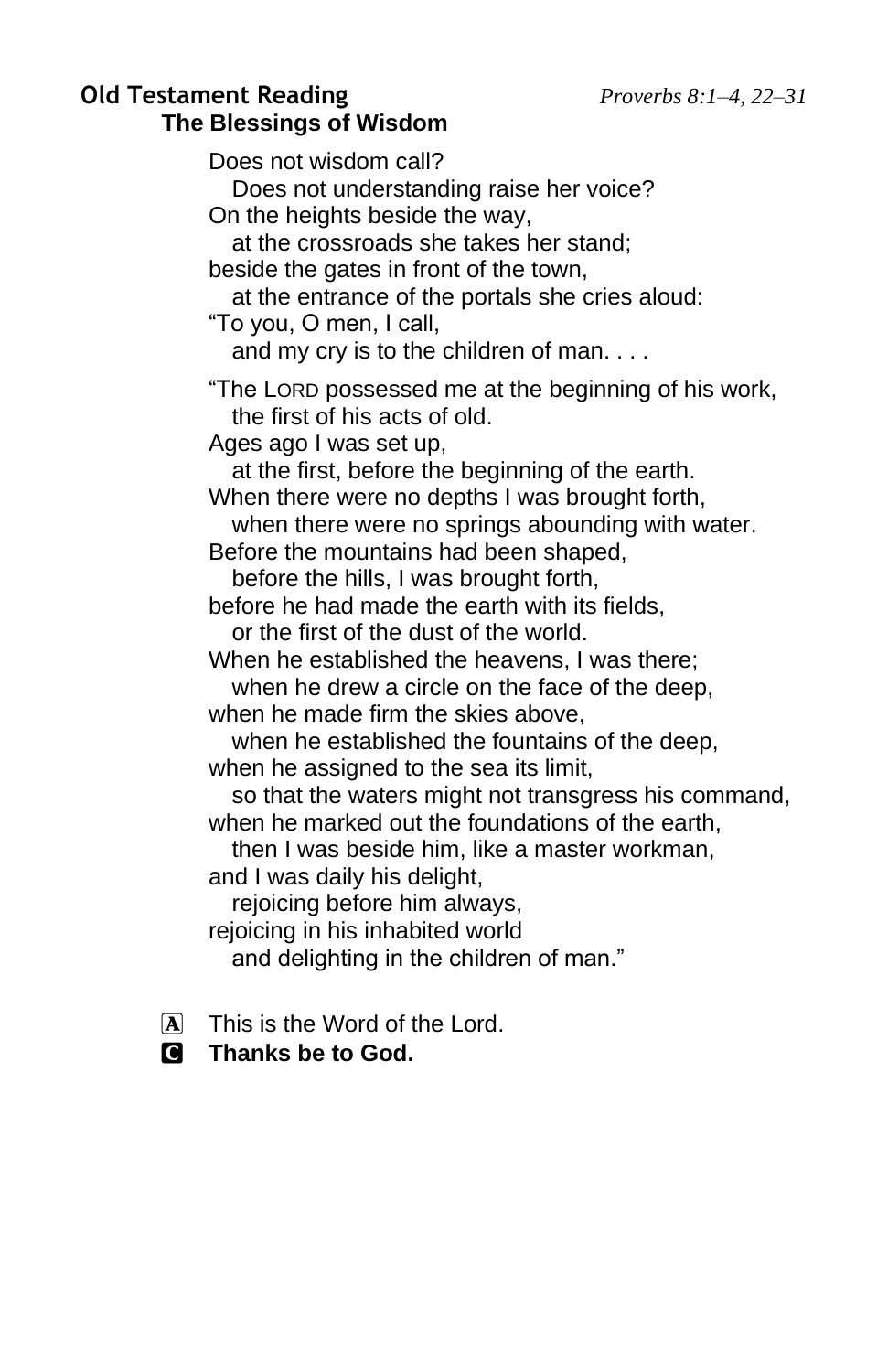## Old Testament Reading *Proverbs 8:1–4, 22–31*

### The Blessings of Wisdom

Does not wisdom call?
  Does not understanding raise her voice?
On the heights beside the way,
  at the crossroads she takes her stand;
beside the gates in front of the town,
  at the entrance of the portals she cries aloud:
"To you, O men, I call,
  and my cry is to the children of man. . . .

"The LORD possessed me at the beginning of his work,
  the first of his acts of old.
Ages ago I was set up,
  at the first, before the beginning of the earth.
When there were no depths I was brought forth,
  when there were no springs abounding with water.
Before the mountains had been shaped,
  before the hills, I was brought forth,
before he had made the earth with its fields,
  or the first of the dust of the world.
When he established the heavens, I was there;
  when he drew a circle on the face of the deep,
when he made firm the skies above,
  when he established the fountains of the deep,
when he assigned to the sea its limit,
  so that the waters might not transgress his command,
when he marked out the foundations of the earth,
  then I was beside him, like a master workman,
and I was daily his delight,
  rejoicing before him always,
rejoicing in his inhabited world
  and delighting in the children of man."

A This is the Word of the Lord.
**C Thanks be to God.**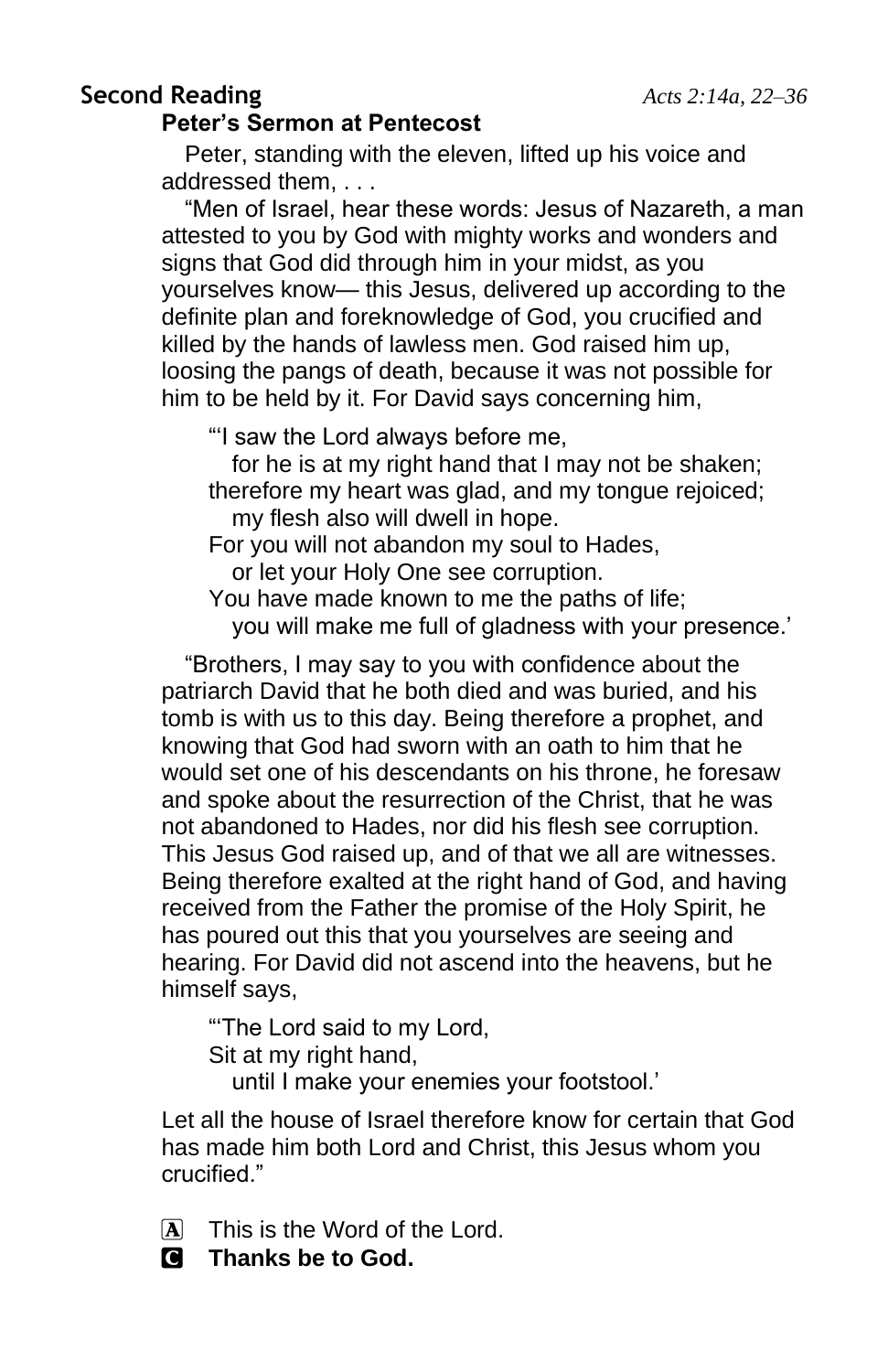## Second Reading *Acts 2:14a, 22–36*

### Peter's Sermon at Pentecost

Peter, standing with the eleven, lifted up his voice and addressed them, . . .

"Men of Israel, hear these words: Jesus of Nazareth, a man attested to you by God with mighty works and wonders and signs that God did through him in your midst, as you yourselves know— this Jesus, delivered up according to the definite plan and foreknowledge of God, you crucified and killed by the hands of lawless men. God raised him up, loosing the pangs of death, because it was not possible for him to be held by it. For David says concerning him,

> "'I saw the Lord always before me,
> for he is at my right hand that I may not be shaken;
> therefore my heart was glad, and my tongue rejoiced;
> my flesh also will dwell in hope.
> For you will not abandon my soul to Hades,
> or let your Holy One see corruption.
> You have made known to me the paths of life;
> you will make me full of gladness with your presence.'

"Brothers, I may say to you with confidence about the patriarch David that he both died and was buried, and his tomb is with us to this day. Being therefore a prophet, and knowing that God had sworn with an oath to him that he would set one of his descendants on his throne, he foresaw and spoke about the resurrection of the Christ, that he was not abandoned to Hades, nor did his flesh see corruption. This Jesus God raised up, and of that we all are witnesses. Being therefore exalted at the right hand of God, and having received from the Father the promise of the Holy Spirit, he has poured out this that you yourselves are seeing and hearing. For David did not ascend into the heavens, but he himself says,

> "'The Lord said to my Lord,
> Sit at my right hand,
> until I make your enemies your footstool.'

Let all the house of Israel therefore know for certain that God has made him both Lord and Christ, this Jesus whom you crucified."

A This is the Word of the Lord.

**C Thanks be to God.**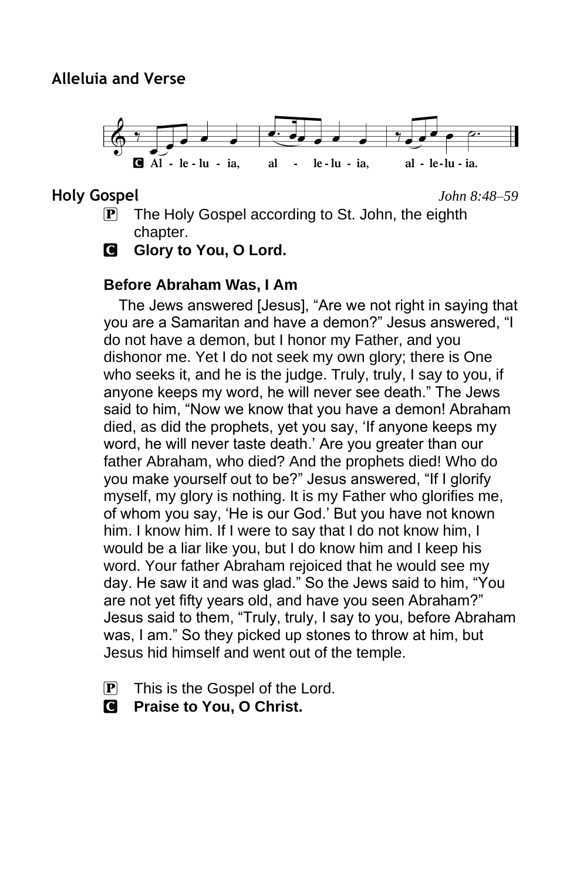## Alleluia and Verse

**C Al - le - lu - ia, al - le - lu - ia, al - le - lu - ia.**

## Holy Gospel

*John 8:48–59*

P The Holy Gospel according to St. John, the eighth chapter.

**C Glory to You, O Lord.**

### Before Abraham Was, I Am

The Jews answered [Jesus], “Are we not right in saying that you are a Samaritan and have a demon?” Jesus answered, “I do not have a demon, but I honor my Father, and you dishonor me. Yet I do not seek my own glory; there is One who seeks it, and he is the judge. Truly, truly, I say to you, if anyone keeps my word, he will never see death.” The Jews said to him, “Now we know that you have a demon! Abraham died, as did the prophets, yet you say, ‘If anyone keeps my word, he will never taste death.’ Are you greater than our father Abraham, who died? And the prophets died! Who do you make yourself out to be?” Jesus answered, “If I glorify myself, my glory is nothing. It is my Father who glorifies me, of whom you say, ‘He is our God.’ But you have not known him. I know him. If I were to say that I do not know him, I would be a liar like you, but I do know him and I keep his word. Your father Abraham rejoiced that he would see my day. He saw it and was glad.” So the Jews said to him, “You are not yet fifty years old, and have you seen Abraham?” Jesus said to them, “Truly, truly, I say to you, before Abraham was, I am.” So they picked up stones to throw at him, but Jesus hid himself and went out of the temple.

P This is the Gospel of the Lord.

**C Praise to You, O Christ.**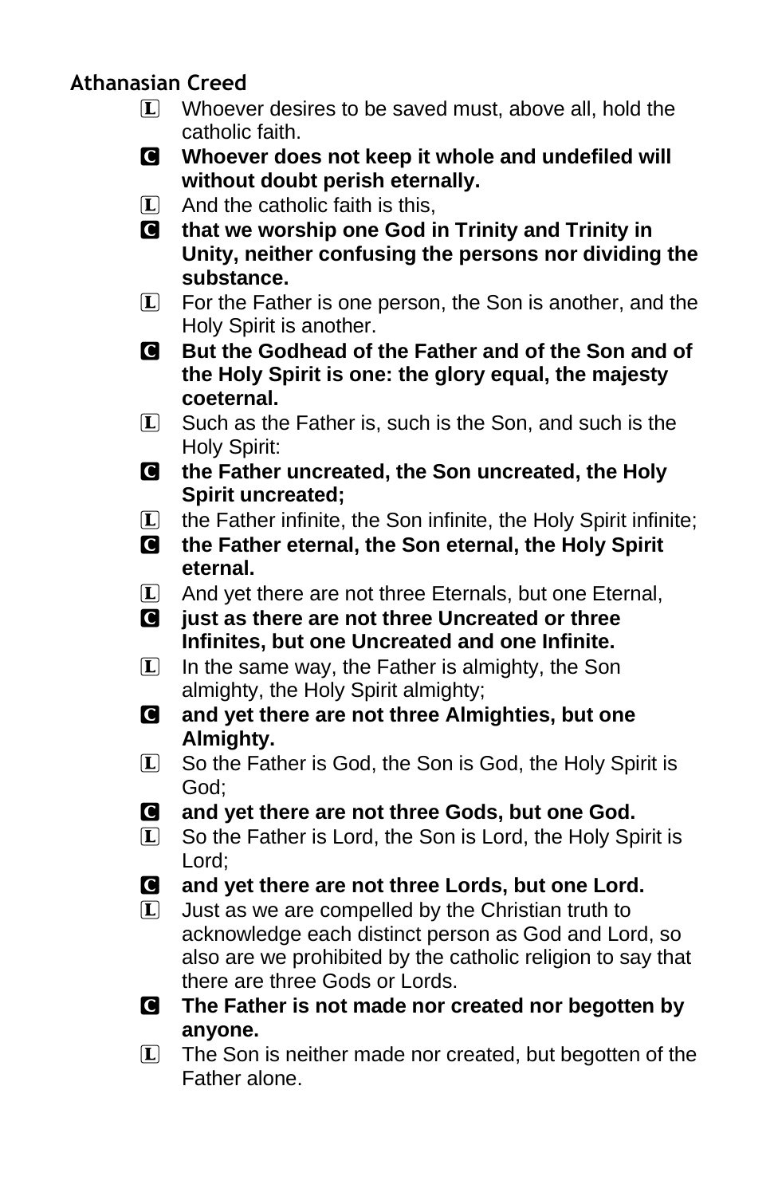## Athanasian Creed

L Whoever desires to be saved must, above all, hold the catholic faith.

**C Whoever does not keep it whole and undefiled will without doubt perish eternally.**

L And the catholic faith is this,

**C that we worship one God in Trinity and Trinity in Unity, neither confusing the persons nor dividing the substance.**

L For the Father is one person, the Son is another, and the Holy Spirit is another.

**C But the Godhead of the Father and of the Son and of the Holy Spirit is one: the glory equal, the majesty coeternal.**

L Such as the Father is, such is the Son, and such is the Holy Spirit:

**C the Father uncreated, the Son uncreated, the Holy Spirit uncreated;**

L the Father infinite, the Son infinite, the Holy Spirit infinite;

**C the Father eternal, the Son eternal, the Holy Spirit eternal.**

L And yet there are not three Eternals, but one Eternal,

**C just as there are not three Uncreated or three Infinites, but one Uncreated and one Infinite.**

L In the same way, the Father is almighty, the Son almighty, the Holy Spirit almighty;

**C and yet there are not three Almighties, but one Almighty.**

L So the Father is God, the Son is God, the Holy Spirit is God;

**C and yet there are not three Gods, but one God.**

L So the Father is Lord, the Son is Lord, the Holy Spirit is Lord;

**C and yet there are not three Lords, but one Lord.**

L Just as we are compelled by the Christian truth to acknowledge each distinct person as God and Lord, so also are we prohibited by the catholic religion to say that there are three Gods or Lords.

**C The Father is not made nor created nor begotten by anyone.**

L The Son is neither made nor created, but begotten of the Father alone.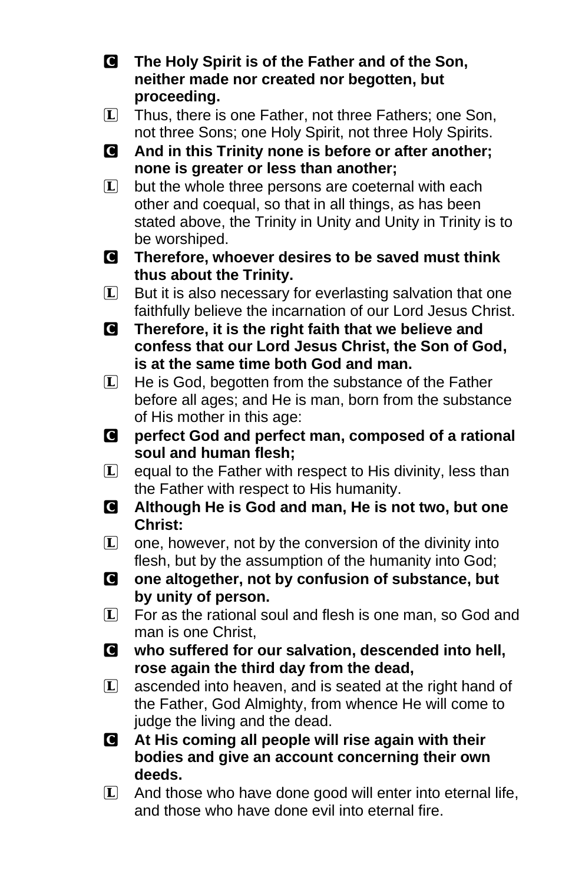**C** **The Holy Spirit is of the Father and of the Son, neither made nor created nor begotten, but proceeding.**

**L** Thus, there is one Father, not three Fathers; one Son, not three Sons; one Holy Spirit, not three Holy Spirits.

**C** **And in this Trinity none is before or after another; none is greater or less than another;**

**L** but the whole three persons are coeternal with each other and coequal, so that in all things, as has been stated above, the Trinity in Unity and Unity in Trinity is to be worshiped.

**C** **Therefore, whoever desires to be saved must think thus about the Trinity.**

**L** But it is also necessary for everlasting salvation that one faithfully believe the incarnation of our Lord Jesus Christ.

**C** **Therefore, it is the right faith that we believe and confess that our Lord Jesus Christ, the Son of God, is at the same time both God and man.**

**L** He is God, begotten from the substance of the Father before all ages; and He is man, born from the substance of His mother in this age:

**C** **perfect God and perfect man, composed of a rational soul and human flesh;**

**L** equal to the Father with respect to His divinity, less than the Father with respect to His humanity.

**C** **Although He is God and man, He is not two, but one Christ:**

**L** one, however, not by the conversion of the divinity into flesh, but by the assumption of the humanity into God;

**C** **one altogether, not by confusion of substance, but by unity of person.**

**L** For as the rational soul and flesh is one man, so God and man is one Christ,

**C** **who suffered for our salvation, descended into hell, rose again the third day from the dead,**

**L** ascended into heaven, and is seated at the right hand of the Father, God Almighty, from whence He will come to judge the living and the dead.

**C** **At His coming all people will rise again with their bodies and give an account concerning their own deeds.**

**L** And those who have done good will enter into eternal life, and those who have done evil into eternal fire.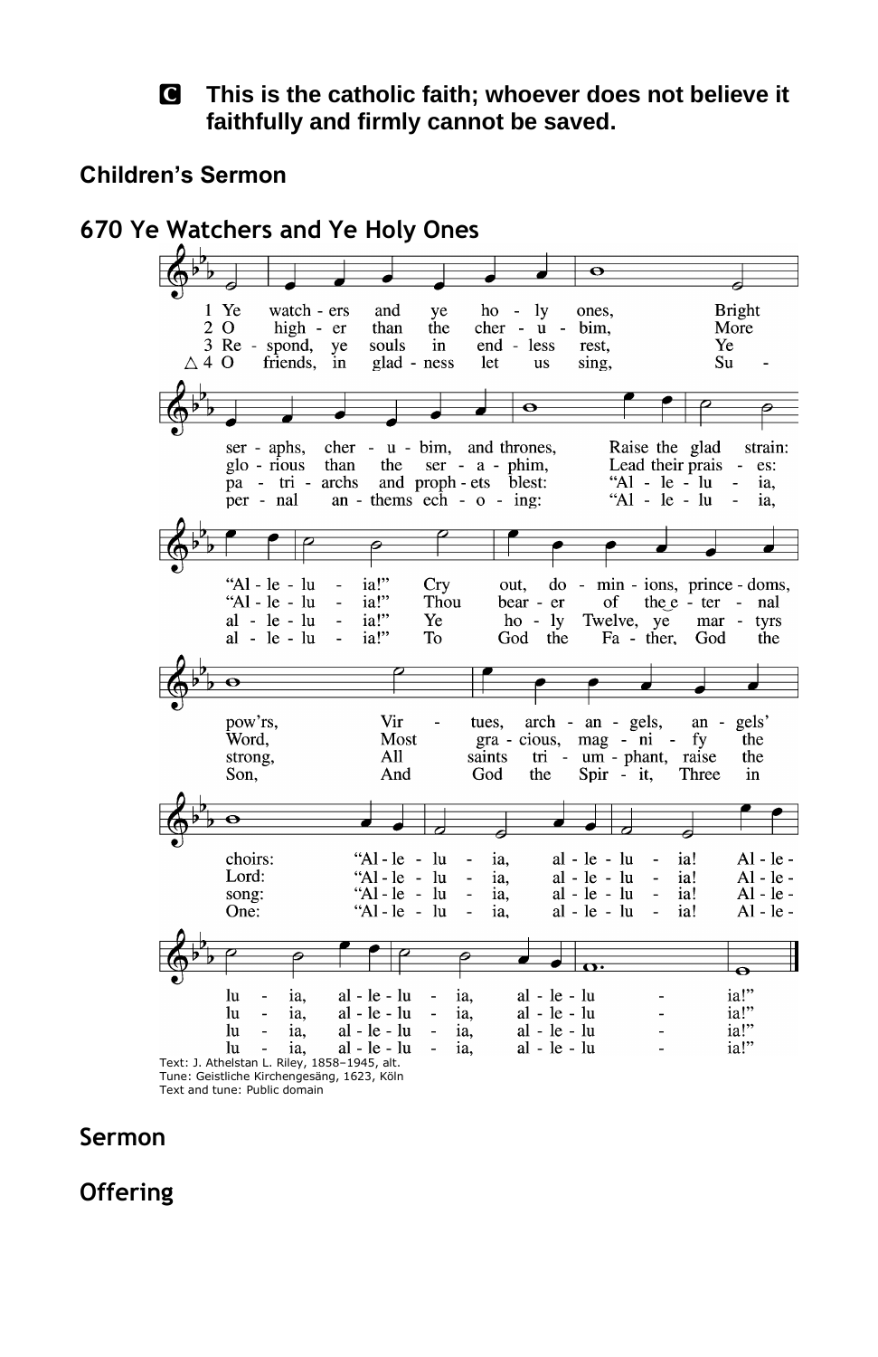**C** **This is the catholic faith; whoever does not believe it faithfully and firmly cannot be saved.**

## Children's Sermon

## 670 Ye Watchers and Ye Holy Ones

1 Ye watchers and ye holy ones,
Bright seraphs, cherubim, and thrones,
Raise the glad strain: "Alleluia!"
Cry out, dominions, princedoms, pow'rs,
Virtues, archangels, angels' choirs:
"Alleluia, alleluia!
Alleluia, alleluia, alleluia!"

2 O higher than the cherubim,
More glorious than the seraphim,
Lead their praises: "Alleluia!"
Thou bearer of the eternal Word,
Most gracious, magnify the Lord:
"Alleluia, alleluia!
Alleluia, alleluia, alleluia!"

3 Respond, ye souls in endless rest,
Ye patriarchs and prophets blest:
"Alleluia, alleluia!"
Ye holy Twelve, ye martyrs strong,
All saints triumphant, raise the song:
"Alleluia, alleluia!
Alleluia, alleluia, alleluia!"

△ 4 O friends, in gladness let us sing,
Supernal anthems echoing:
"Alleluia, alleluia!"
To God the Father, God the Son,
And God the Spirit, Three in One:
"Alleluia, alleluia!
Alleluia, alleluia, alleluia!"

Text: J. Athelstan L. Riley, 1858–1945, alt.
Tune: Geistliche Kirchengesäng, 1623, Köln
Text and tune: Public domain

## Sermon

## Offering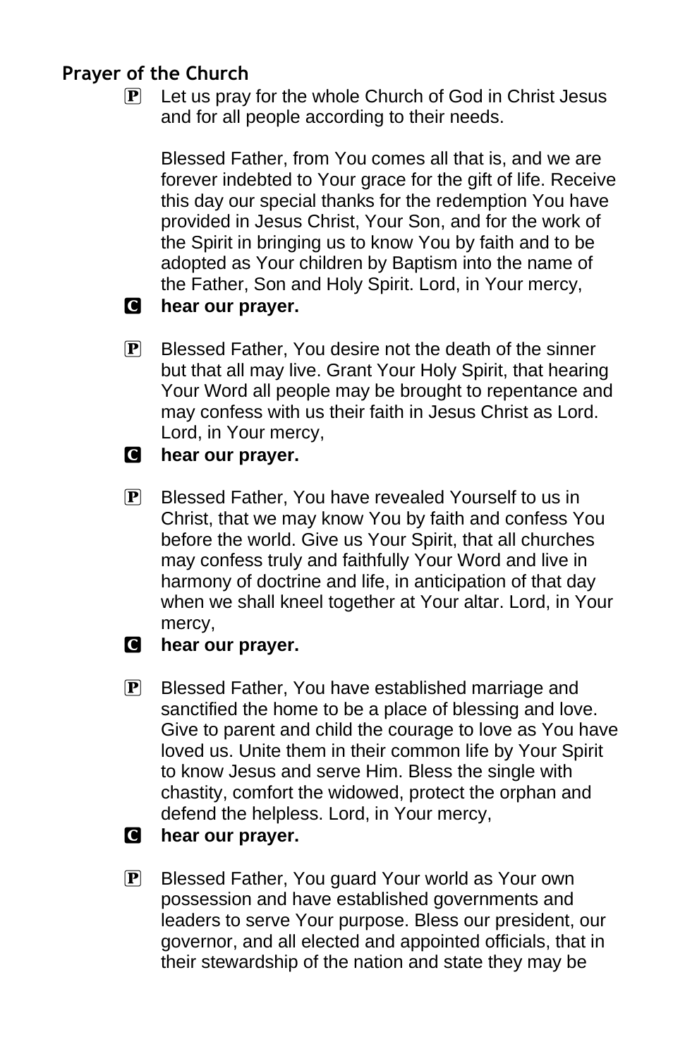## Prayer of the Church

P Let us pray for the whole Church of God in Christ Jesus and for all people according to their needs.

Blessed Father, from You comes all that is, and we are forever indebted to Your grace for the gift of life. Receive this day our special thanks for the redemption You have provided in Jesus Christ, Your Son, and for the work of the Spirit in bringing us to know You by faith and to be adopted as Your children by Baptism into the name of the Father, Son and Holy Spirit. Lord, in Your mercy,

C **hear our prayer.**

P Blessed Father, You desire not the death of the sinner but that all may live. Grant Your Holy Spirit, that hearing Your Word all people may be brought to repentance and may confess with us their faith in Jesus Christ as Lord. Lord, in Your mercy,

C **hear our prayer.**

P Blessed Father, You have revealed Yourself to us in Christ, that we may know You by faith and confess You before the world. Give us Your Spirit, that all churches may confess truly and faithfully Your Word and live in harmony of doctrine and life, in anticipation of that day when we shall kneel together at Your altar. Lord, in Your mercy,

C **hear our prayer.**

P Blessed Father, You have established marriage and sanctified the home to be a place of blessing and love. Give to parent and child the courage to love as You have loved us. Unite them in their common life by Your Spirit to know Jesus and serve Him. Bless the single with chastity, comfort the widowed, protect the orphan and defend the helpless. Lord, in Your mercy,

C **hear our prayer.**

P Blessed Father, You guard Your world as Your own possession and have established governments and leaders to serve Your purpose. Bless our president, our governor, and all elected and appointed officials, that in their stewardship of the nation and state they may be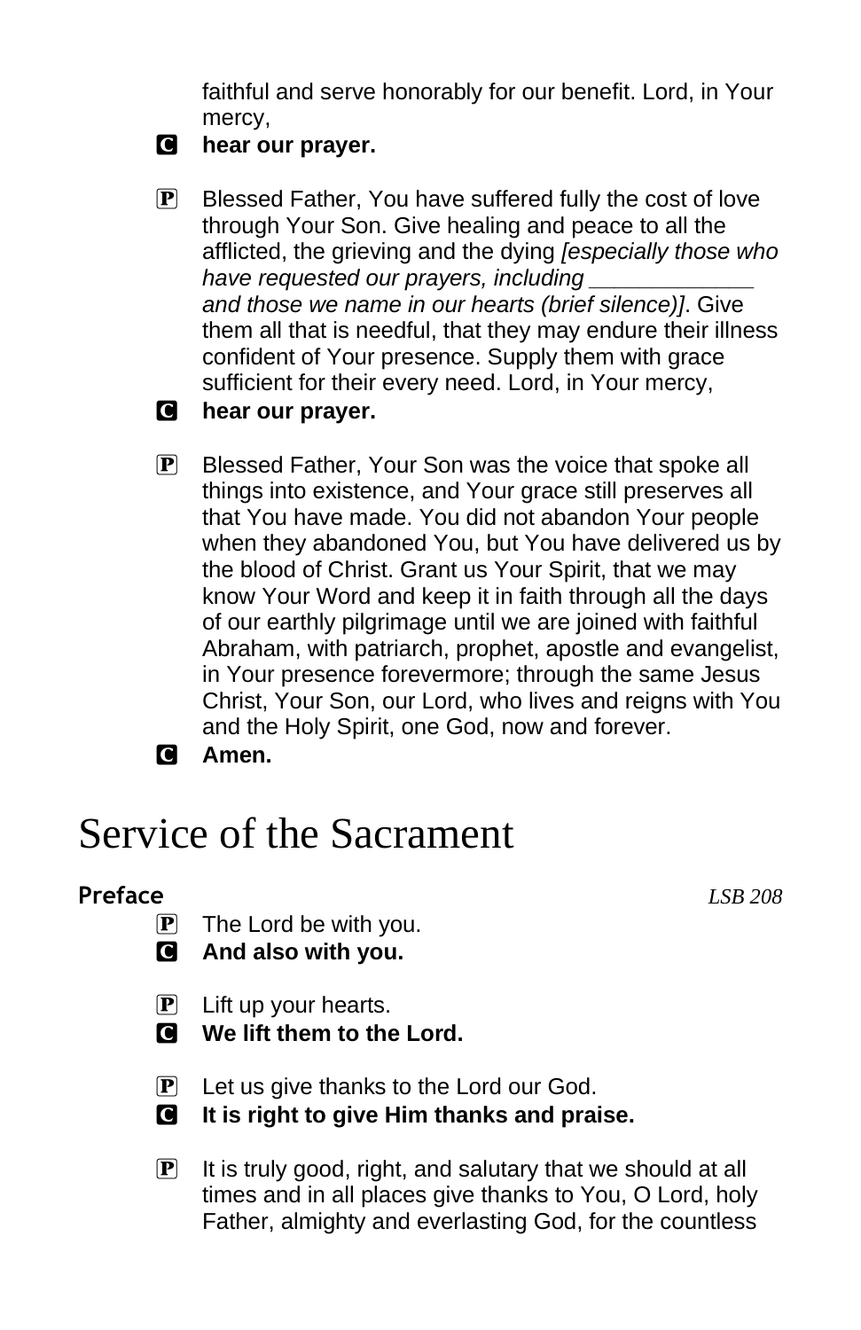faithful and serve honorably for our benefit. Lord, in Your mercy,

**C** **hear our prayer.**

**P** Blessed Father, You have suffered fully the cost of love through Your Son. Give healing and peace to all the afflicted, the grieving and the dying *[especially those who have requested our prayers, including \_\_\_\_\_\_\_\_\_\_\_\_\_ and those we name in our hearts (brief silence)]*. Give them all that is needful, that they may endure their illness confident of Your presence. Supply them with grace sufficient for their every need. Lord, in Your mercy,

**C** **hear our prayer.**

**P** Blessed Father, Your Son was the voice that spoke all things into existence, and Your grace still preserves all that You have made. You did not abandon Your people when they abandoned You, but You have delivered us by the blood of Christ. Grant us Your Spirit, that we may know Your Word and keep it in faith through all the days of our earthly pilgrimage until we are joined with faithful Abraham, with patriarch, prophet, apostle and evangelist, in Your presence forevermore; through the same Jesus Christ, Your Son, our Lord, who lives and reigns with You and the Holy Spirit, one God, now and forever.

**C** **Amen.**

# Service of the Sacrament

## Preface

*LSB 208*

**P** The Lord be with you.

**C** **And also with you.**

**P** Lift up your hearts.

**C** **We lift them to the Lord.**

**P** Let us give thanks to the Lord our God.

**C** **It is right to give Him thanks and praise.**

**P** It is truly good, right, and salutary that we should at all times and in all places give thanks to You, O Lord, holy Father, almighty and everlasting God, for the countless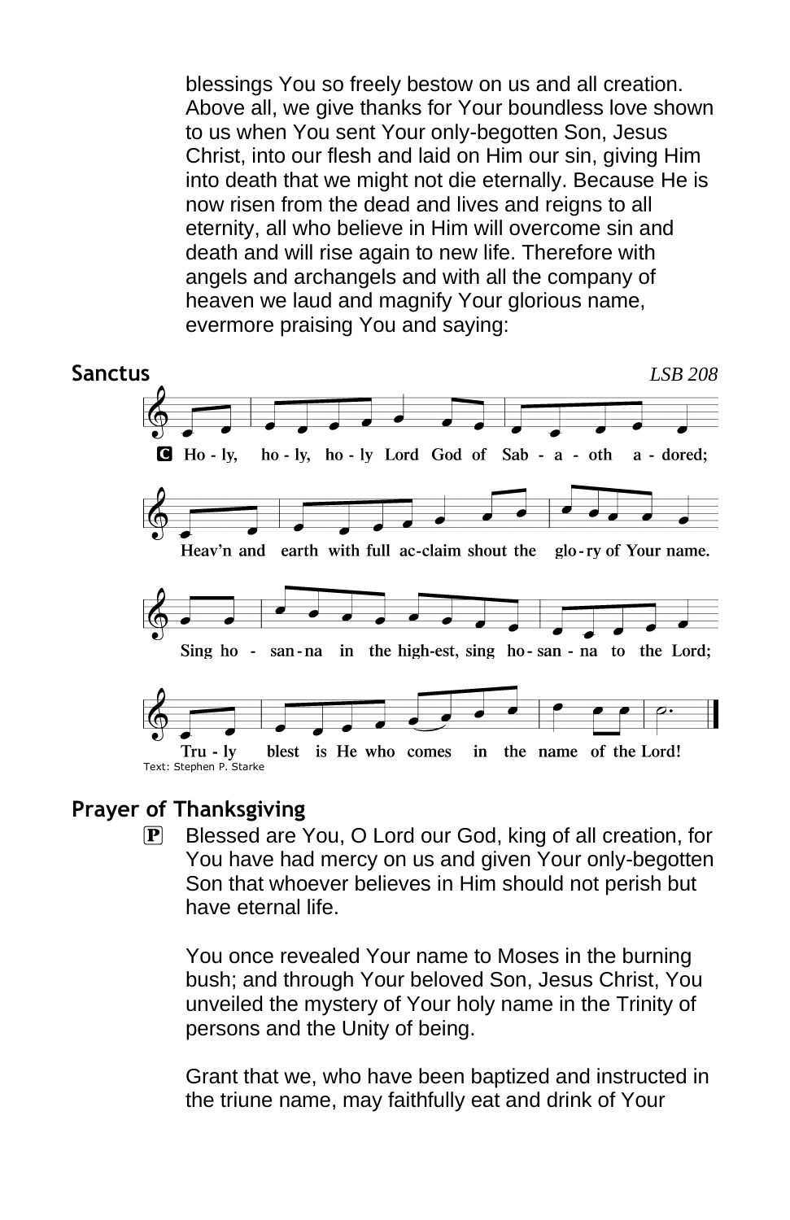blessings You so freely bestow on us and all creation. Above all, we give thanks for Your boundless love shown to us when You sent Your only-begotten Son, Jesus Christ, into our flesh and laid on Him our sin, giving Him into death that we might not die eternally. Because He is now risen from the dead and lives and reigns to all eternity, all who believe in Him will overcome sin and death and will rise again to new life. Therefore with angels and archangels and with all the company of heaven we laud and magnify Your glorious name, evermore praising You and saying:

## Sanctus

*LSB 208*

**C** Ho - ly, ho - ly, ho - ly Lord God of Sab - a - oth a - dored;
Heav'n and earth with full ac-claim shout the glo - ry of Your name.
Sing ho - san - na in the high-est, sing ho - san - na to the Lord;
Tru - ly blest is He who comes in the name of the Lord!

Text: Stephen P. Starke

## Prayer of Thanksgiving

**P** Blessed are You, O Lord our God, king of all creation, for You have had mercy on us and given Your only-begotten Son that whoever believes in Him should not perish but have eternal life.

You once revealed Your name to Moses in the burning bush; and through Your beloved Son, Jesus Christ, You unveiled the mystery of Your holy name in the Trinity of persons and the Unity of being.

Grant that we, who have been baptized and instructed in the triune name, may faithfully eat and drink of Your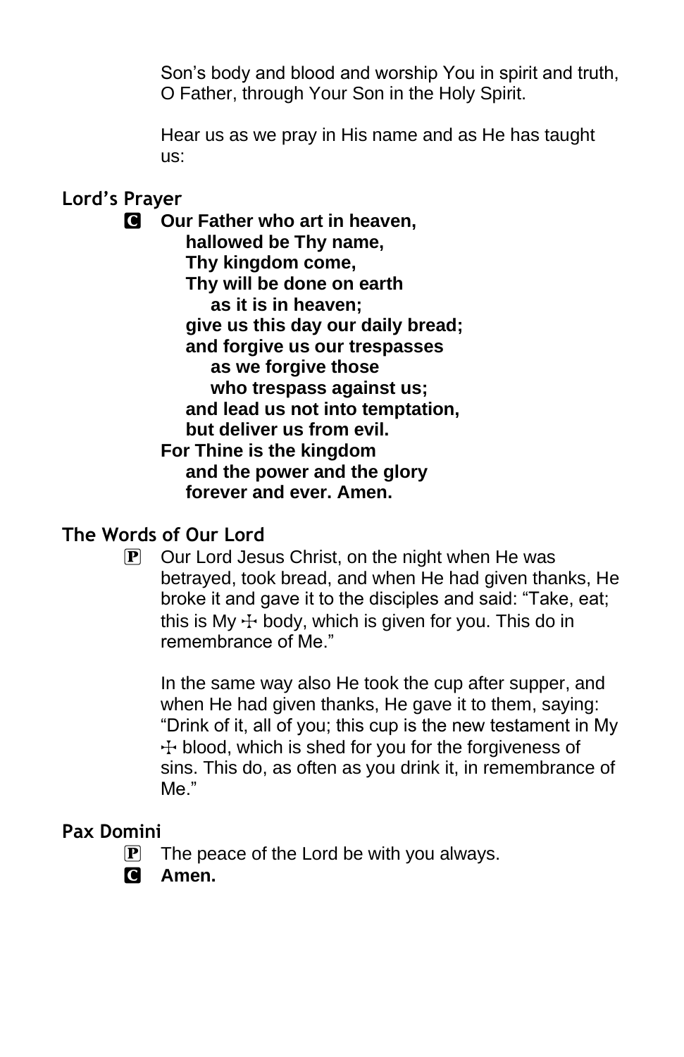Son's body and blood and worship You in spirit and truth, O Father, through Your Son in the Holy Spirit.

Hear us as we pray in His name and as He has taught us:

## Lord's Prayer

**C** **Our Father who art in heaven,**
**hallowed be Thy name,**
**Thy kingdom come,**
**Thy will be done on earth**
**as it is in heaven;**
**give us this day our daily bread;**
**and forgive us our trespasses**
**as we forgive those**
**who trespass against us;**
**and lead us not into temptation,**
**but deliver us from evil.**
**For Thine is the kingdom**
**and the power and the glory**
**forever and ever. Amen.**

## The Words of Our Lord

**P** Our Lord Jesus Christ, on the night when He was betrayed, took bread, and when He had given thanks, He broke it and gave it to the disciples and said: "Take, eat; this is My ☩ body, which is given for you. This do in remembrance of Me."

In the same way also He took the cup after supper, and when He had given thanks, He gave it to them, saying: "Drink of it, all of you; this cup is the new testament in My ☩ blood, which is shed for you for the forgiveness of sins. This do, as often as you drink it, in remembrance of Me."

## Pax Domini

**P** The peace of the Lord be with you always.

**C** **Amen.**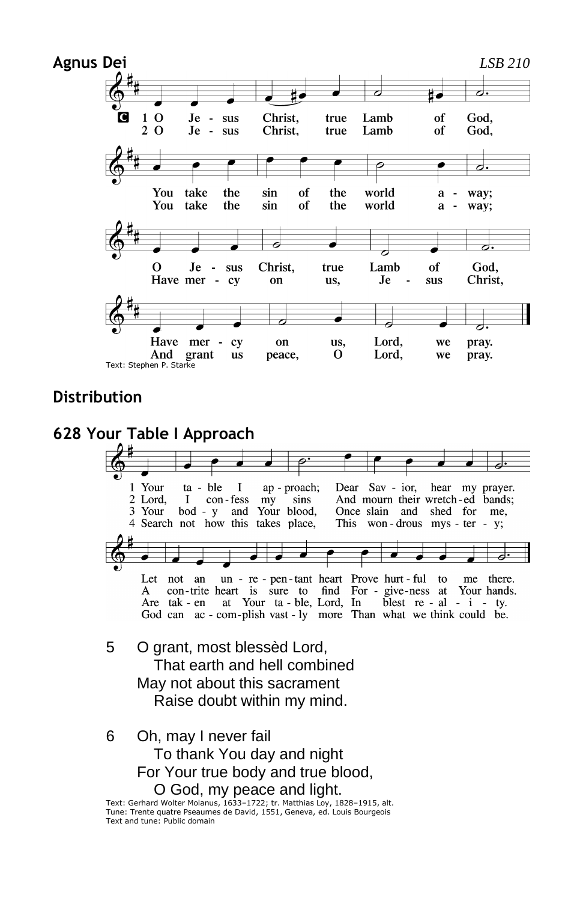## Agnus Dei

*LSB 210*

C 1 O Jesus Christ, true Lamb of God,
You take the sin of the world away;
O Jesus Christ, true Lamb of God,
Have mercy on us, Lord, we pray.

2 O Jesus Christ, true Lamb of God,
You take the sin of the world away;
Have mercy on us, Jesus Christ,
And grant us peace, O Lord, we pray.

Text: Stephen P. Starke

## Distribution

## 628 Your Table I Approach

1 Your table I approach;
Dear Savior, hear my prayer.
Let not an unrepentant heart
Prove hurtful to me there.

2 Lord, I confess my sins
And mourn their wretched bands;
A contrite heart is sure to find
Forgiveness at Your hands.

3 Your body and Your blood,
Once slain and shed for me,
Are taken at Your table, Lord,
In blest reality.

4 Search not how this takes place,
This wondrous mystery;
God can accomplish vastly more
Than what we think could be.

5 O grant, most blessèd Lord,
That earth and hell combined
May not about this sacrament
Raise doubt within my mind.

6 Oh, may I never fail
To thank You day and night
For Your true body and true blood,
O God, my peace and light.

Text: Gerhard Wolter Molanus, 1633–1722; tr. Matthias Loy, 1828–1915, alt.
Tune: Trente quatre Pseaumes de David, 1551, Geneva, ed. Louis Bourgeois
Text and tune: Public domain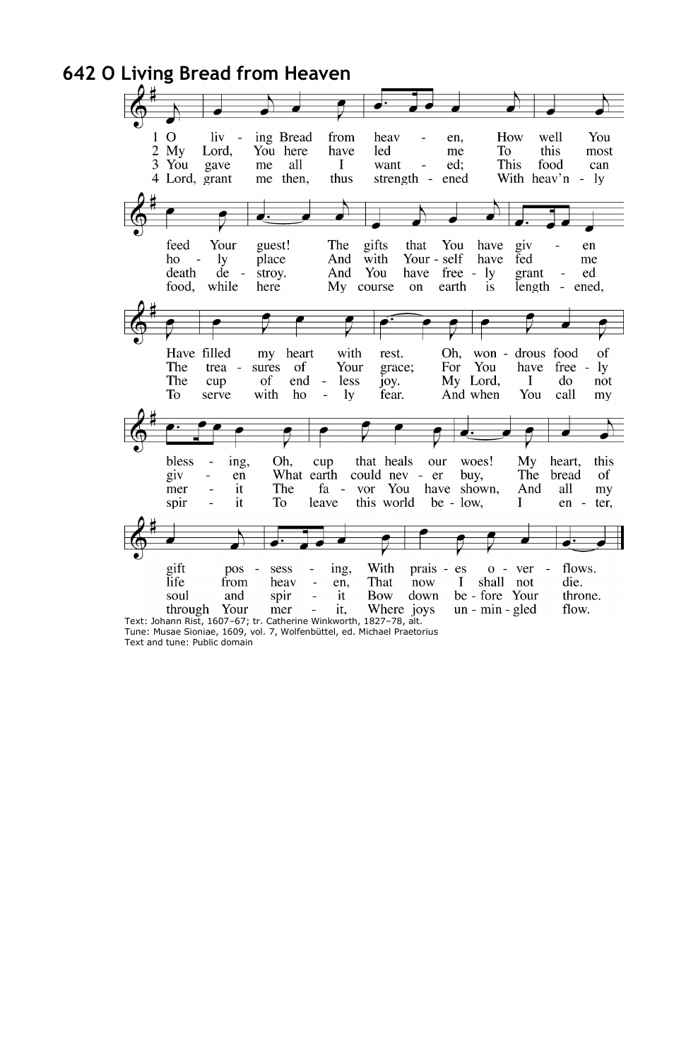# 642 O Living Bread from Heaven

1 O living Bread from heaven,
How well You feed Your guest!
The gifts that You have given
Have filled my heart with rest.
Oh, wondrous food of blessing,
Oh, cup that heals our woes!
My heart, this gift possessing,
With praises overflows.

2 My Lord, You here have led me
To this most holy place
And with Yourself have fed me
The treasures of Your grace;
For You have freely given
What earth could never buy,
The bread of life from heaven,
That now I shall not die.

3 You gave me all I wanted;
This food can death destroy.
And You have freely granted
The cup of endless joy.
My Lord, I do not merit
The favor You have shown,
And all my soul and spirit
Bow down before Your throne.

4 Lord, grant me then, thus strengthened
With heav'nly food, while here
My course on earth is lengthened,
To serve with holy fear.
And when You call my spirit
To leave this world below,
I enter, through Your merit,
Where joys unmingled flow.

Text: Johann Rist, 1607–67; tr. Catherine Winkworth, 1827–78, alt.
Tune: Musae Sioniae, 1609, vol. 7, Wolfenbüttel, ed. Michael Praetorius
Text and tune: Public domain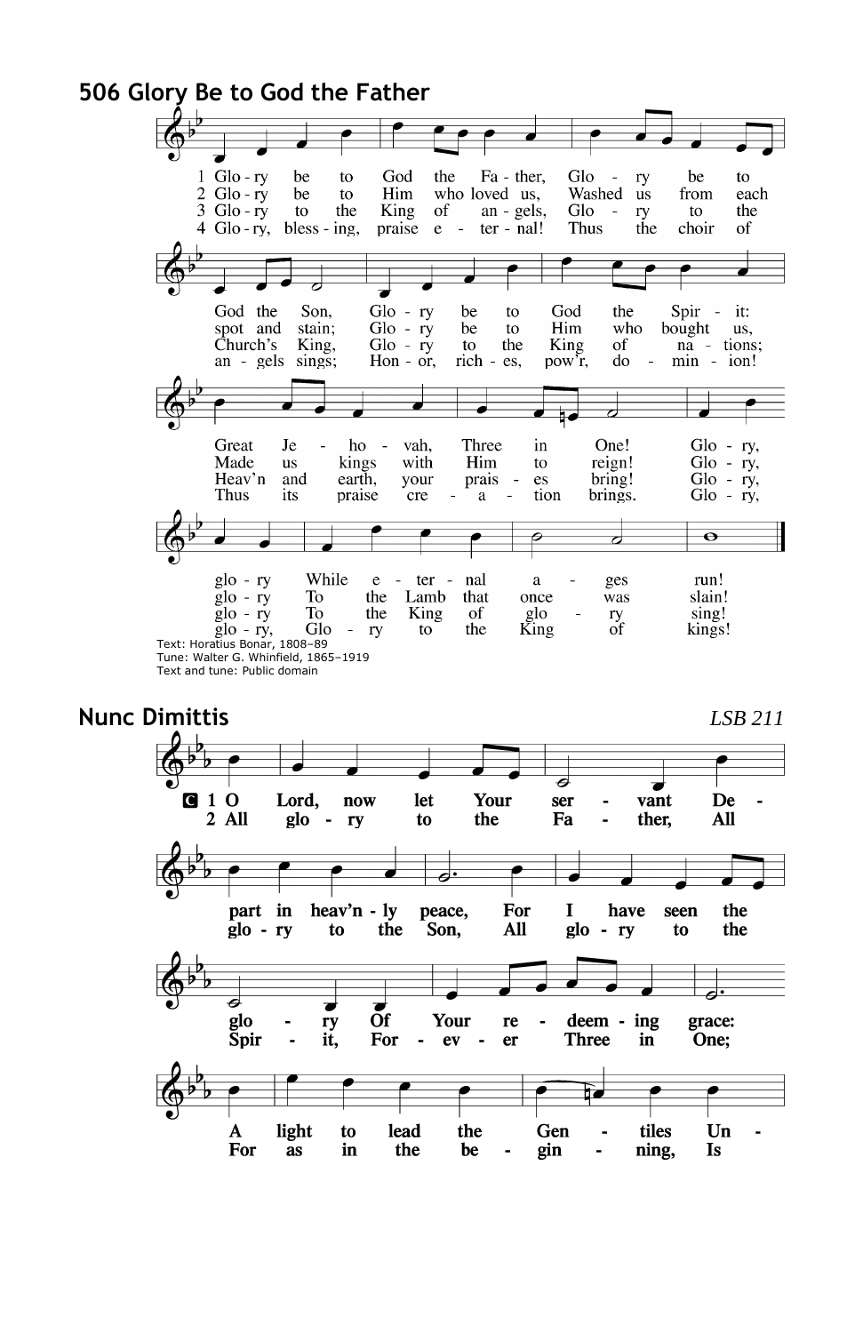## 506 Glory Be to God the Father

1 Glory be to God the Father,
Glory be to God the Son,
Glory be to God the Spirit:
Great Jehovah, Three in One!
Glory, glory While eternal ages run!

2 Glory be to Him who loved us,
Washed us from each spot and stain;
Glory be to Him who bought us,
Made us kings with Him to reign!
Glory, glory To the Lamb that once was slain!

3 Glory to the King of angels,
Glory to the Church's King,
Glory to the King of nations;
Heav'n and earth, your praises bring!
Glory, glory To the King of glory sing!

4 Glory, blessing, praise eternal!
Thus the choir of angels sings;
Honor, riches, pow'r, dominion!
Thus its praise creation brings.
Glory, glory, Glory to the King of kings!

Text: Horatius Bonar, 1808–89
Tune: Walter G. Whinfield, 1865–1919
Text and tune: Public domain

## Nunc Dimittis

*LSB 211*

**C 1 O Lord, now let Your servant Depart in heav'nly peace, For I have seen the glory Of Your redeeming grace: A light to lead the Gentiles Un-**

**2 All glory to the Father, All glory to the Son, All glory to the Spirit, Forever Three in One; For as in the beginning, Is**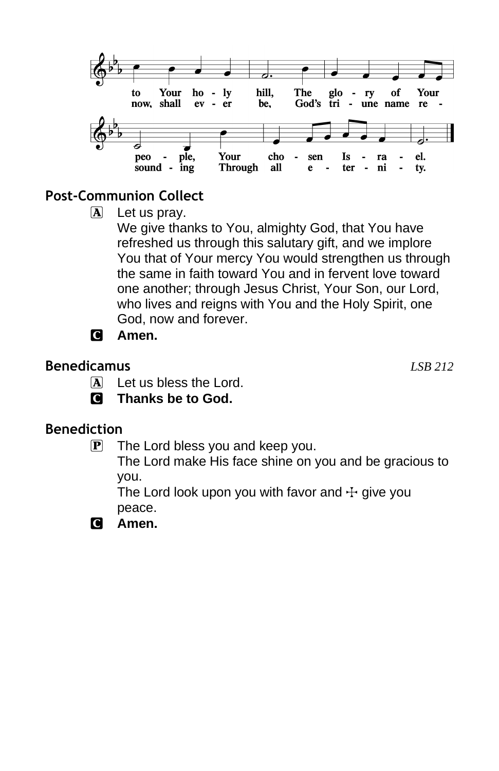to Your ho - ly hill, The glo - ry of Your
now, shall ev - er be, God's tri - une name re -

peo - ple, Your cho - sen Is - ra - el.
sound - ing Through all e - ter - ni - ty.

## Post-Communion Collect

Ⓐ Let us pray.
We give thanks to You, almighty God, that You have refreshed us through this salutary gift, and we implore You that of Your mercy You would strengthen us through the same in faith toward You and in fervent love toward one another; through Jesus Christ, Your Son, our Lord, who lives and reigns with You and the Holy Spirit, one God, now and forever.

Ⓒ **Amen.**

## Benedicamus

*LSB 212*

Ⓐ Let us bless the Lord.

Ⓒ **Thanks be to God.**

## Benediction

Ⓟ The Lord bless you and keep you.
The Lord make His face shine on you and be gracious to you.
The Lord look upon you with favor and ☩ give you peace.

Ⓒ **Amen.**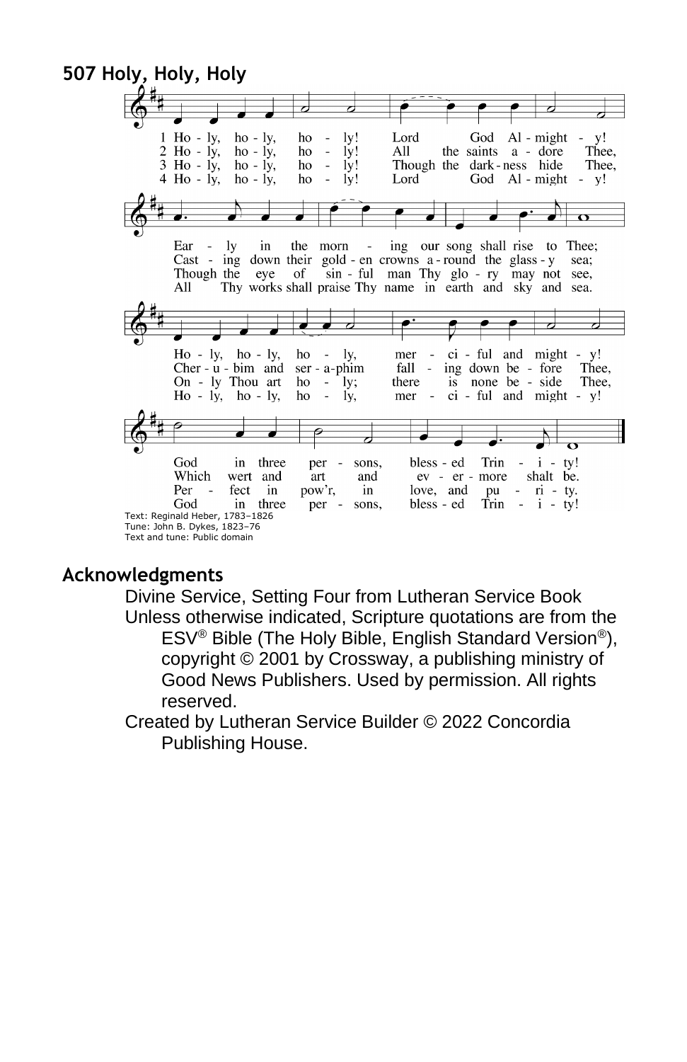## 507 Holy, Holy, Holy

1 Ho - ly, ho - ly, ho - ly! Lord God Al - might - y!
Ear - ly in the morn - ing our song shall rise to Thee;
Ho - ly, ho - ly, ho - ly, mer - ci - ful and might - y!
God in three per - sons, bless - ed Trin - i - ty!

2 Ho - ly, ho - ly, ho - ly! All the saints a - dore Thee,
Cast - ing down their gold - en crowns a - round the glass - y sea;
Cher - u - bim and ser - a - phim fall - ing down be - fore Thee,
Which wert and art and ev - er - more shalt be.

3 Ho - ly, ho - ly, ho - ly! Though the dark - ness hide Thee,
Though the eye of sin - ful man Thy glo - ry may not see,
On - ly Thou art ho - ly; there is none be - side Thee,
Per - fect in pow'r, in love, and pu - ri - ty.

4 Ho - ly, ho - ly, ho - ly! Lord God Al - might - y!
All Thy works shall praise Thy name in earth and sky and sea.
Ho - ly, ho - ly, ho - ly, mer - ci - ful and might - y!
God in three per - sons, bless - ed Trin - i - ty!

Text: Reginald Heber, 1783–1826
Tune: John B. Dykes, 1823–76
Text and tune: Public domain

## Acknowledgments

Divine Service, Setting Four from Lutheran Service Book

Unless otherwise indicated, Scripture quotations are from the ESV® Bible (The Holy Bible, English Standard Version®), copyright © 2001 by Crossway, a publishing ministry of Good News Publishers. Used by permission. All rights reserved.

Created by Lutheran Service Builder © 2022 Concordia Publishing House.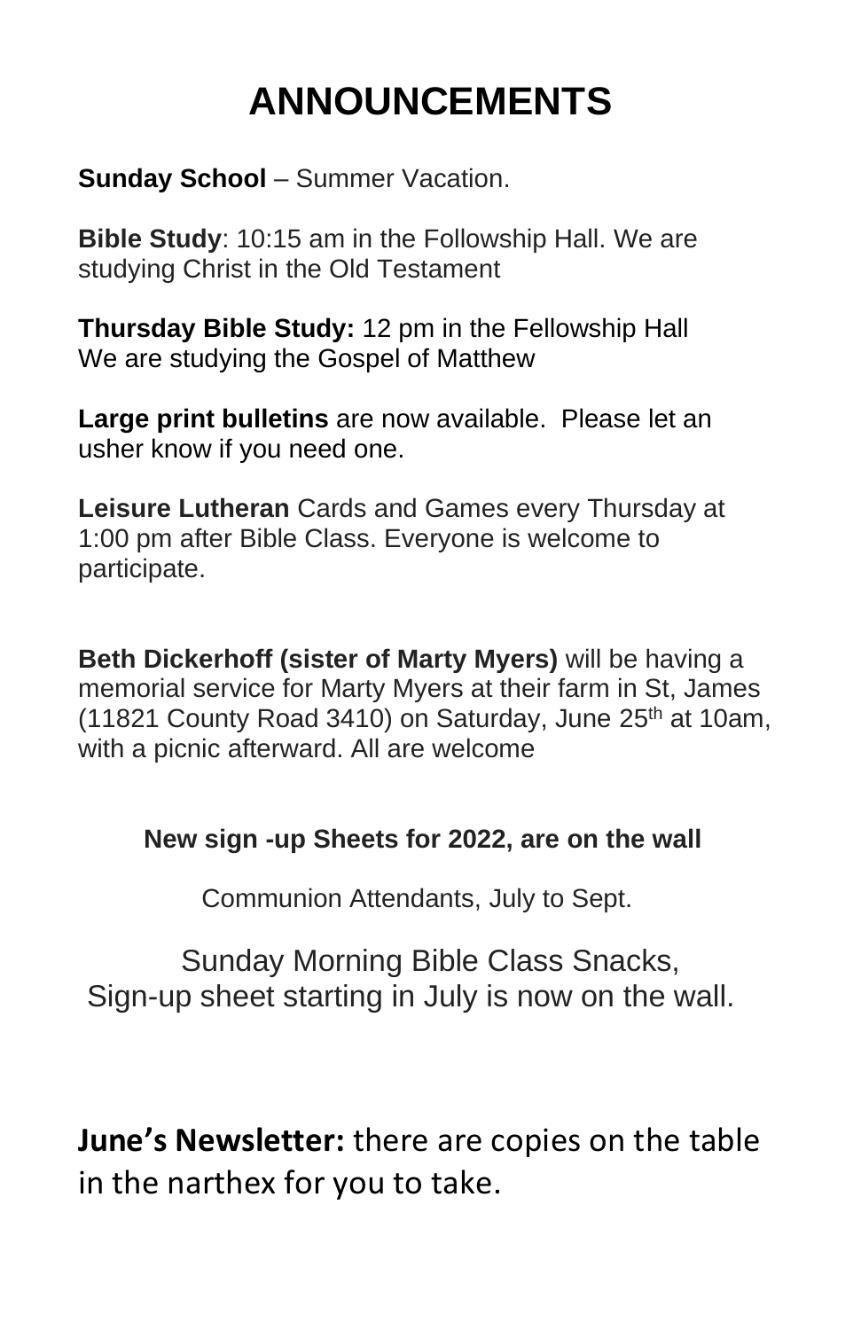# ANNOUNCEMENTS

**Sunday School** – Summer Vacation.

**Bible Study**: 10:15 am in the Followship Hall. We are studying Christ in the Old Testament

**Thursday Bible Study:** 12 pm in the Fellowship Hall
We are studying the Gospel of Matthew

**Large print bulletins** are now available. Please let an usher know if you need one.

**Leisure Lutheran** Cards and Games every Thursday at 1:00 pm after Bible Class. Everyone is welcome to participate.

**Beth Dickerhoff (sister of Marty Myers)** will be having a memorial service for Marty Myers at their farm in St, James (11821 County Road 3410) on Saturday, June 25th at 10am, with a picnic afterward. All are welcome

**New sign -up Sheets for 2022, are on the wall**

Communion Attendants, July to Sept.

Sunday Morning Bible Class Snacks,
Sign-up sheet starting in July is now on the wall.

**June's Newsletter:** there are copies on the table in the narthex for you to take.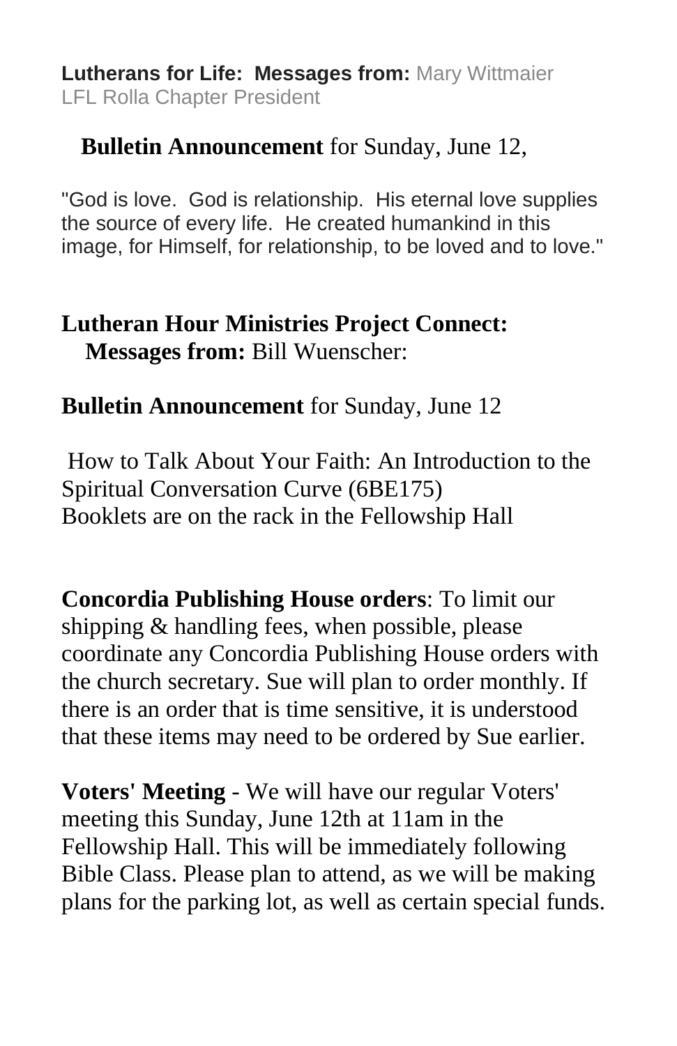**Lutherans for Life: Messages from:** Mary Wittmaier
LFL Rolla Chapter President

**Bulletin Announcement** for Sunday, June 12,

"God is love. God is relationship. His eternal love supplies the source of every life. He created humankind in this image, for Himself, for relationship, to be loved and to love."

**Lutheran Hour Ministries Project Connect:**
**Messages from:** Bill Wuenscher:

**Bulletin Announcement** for Sunday, June 12

How to Talk About Your Faith: An Introduction to the Spiritual Conversation Curve (6BE175)
Booklets are on the rack in the Fellowship Hall

**Concordia Publishing House orders**: To limit our shipping & handling fees, when possible, please coordinate any Concordia Publishing House orders with the church secretary. Sue will plan to order monthly. If there is an order that is time sensitive, it is understood that these items may need to be ordered by Sue earlier.

**Voters' Meeting** - We will have our regular Voters' meeting this Sunday, June 12th at 11am in the Fellowship Hall. This will be immediately following Bible Class. Please plan to attend, as we will be making plans for the parking lot, as well as certain special funds.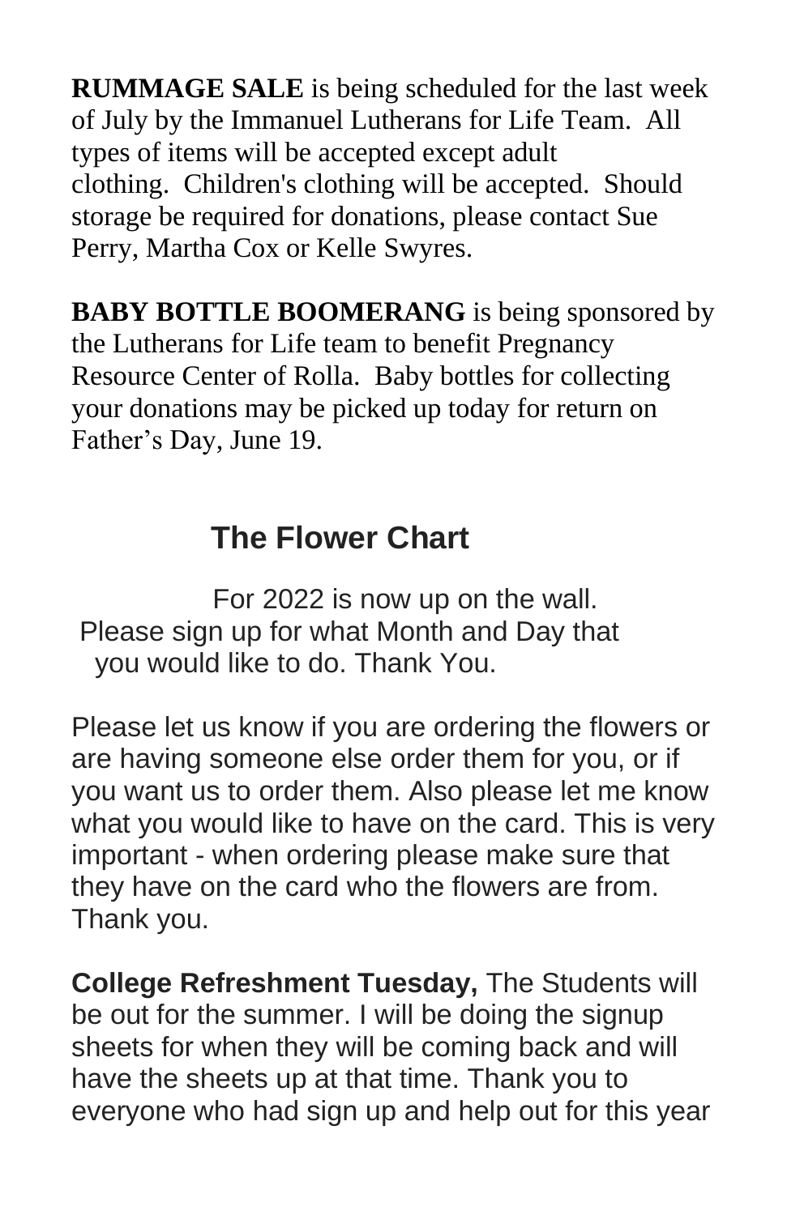**RUMMAGE SALE** is being scheduled for the last week of July by the Immanuel Lutherans for Life Team. All types of items will be accepted except adult clothing. Children's clothing will be accepted. Should storage be required for donations, please contact Sue Perry, Martha Cox or Kelle Swyres.

**BABY BOTTLE BOOMERANG** is being sponsored by the Lutherans for Life team to benefit Pregnancy Resource Center of Rolla. Baby bottles for collecting your donations may be picked up today for return on Father's Day, June 19.

## The Flower Chart

For 2022 is now up on the wall. Please sign up for what Month and Day that you would like to do. Thank You.

Please let us know if you are ordering the flowers or are having someone else order them for you, or if you want us to order them. Also please let me know what you would like to have on the card. This is very important - when ordering please make sure that they have on the card who the flowers are from. Thank you.

**College Refreshment Tuesday,** The Students will be out for the summer. I will be doing the signup sheets for when they will be coming back and will have the sheets up at that time. Thank you to everyone who had sign up and help out for this year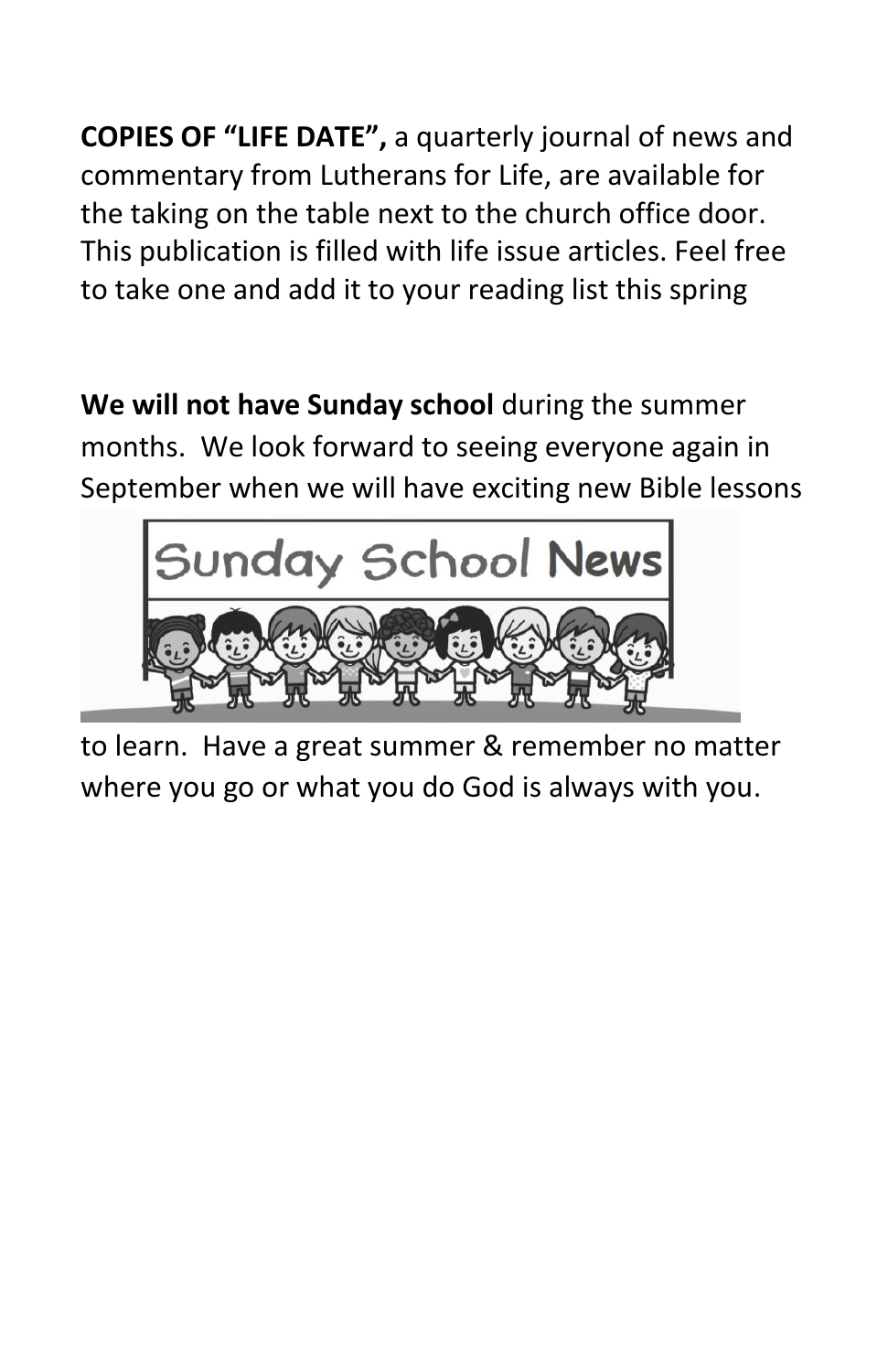**COPIES OF "LIFE DATE",** a quarterly journal of news and commentary from Lutherans for Life, are available for the taking on the table next to the church office door. This publication is filled with life issue articles. Feel free to take one and add it to your reading list this spring

**We will not have Sunday school** during the summer months. We look forward to seeing everyone again in September when we will have exciting new Bible lessons to learn. Have a great summer & remember no matter where you go or what you do God is always with you.